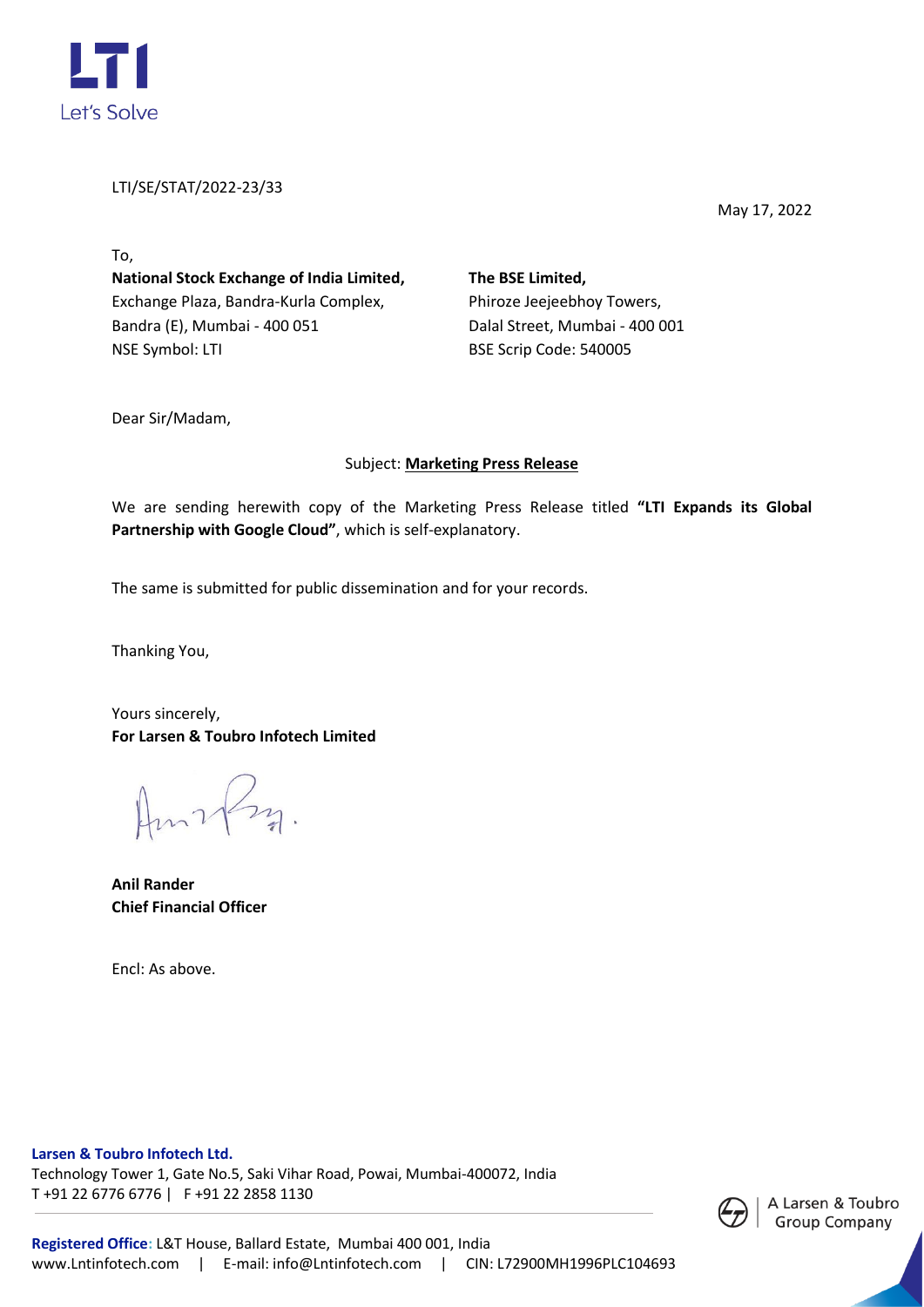LTI/SE/STAT/2022-23/33

May 17, 2022

To,

**National Stock Exchange of India Limited,**
Exchange Plaza, Bandra-Kurla Complex,
Bandra (E), Mumbai - 400 051
NSE Symbol: LTI

**The BSE Limited,**
Phiroze Jeejeebhoy Towers,
Dalal Street, Mumbai - 400 001
BSE Scrip Code: 540005

Dear Sir/Madam,

Subject: **Marketing Press Release**

We are sending herewith copy of the Marketing Press Release titled **"LTI Expands its Global Partnership with Google Cloud"**, which is self-explanatory.

The same is submitted for public dissemination and for your records.

Thanking You,

Yours sincerely,
**For Larsen & Toubro Infotech Limited**

**Anil Rander**
**Chief Financial Officer**

Encl: As above.

**Larsen & Toubro Infotech Ltd.**
Technology Tower 1, Gate No.5, Saki Vihar Road, Powai, Mumbai-400072, India
T +91 22 6776 6776 | F +91 22 2858 1130

**Registered Office:** L&T House, Ballard Estate, Mumbai 400 001, India
www.Lntinfotech.com | E-mail: info@Lntinfotech.com | CIN: L72900MH1996PLC104693

A Larsen & Toubro Group Company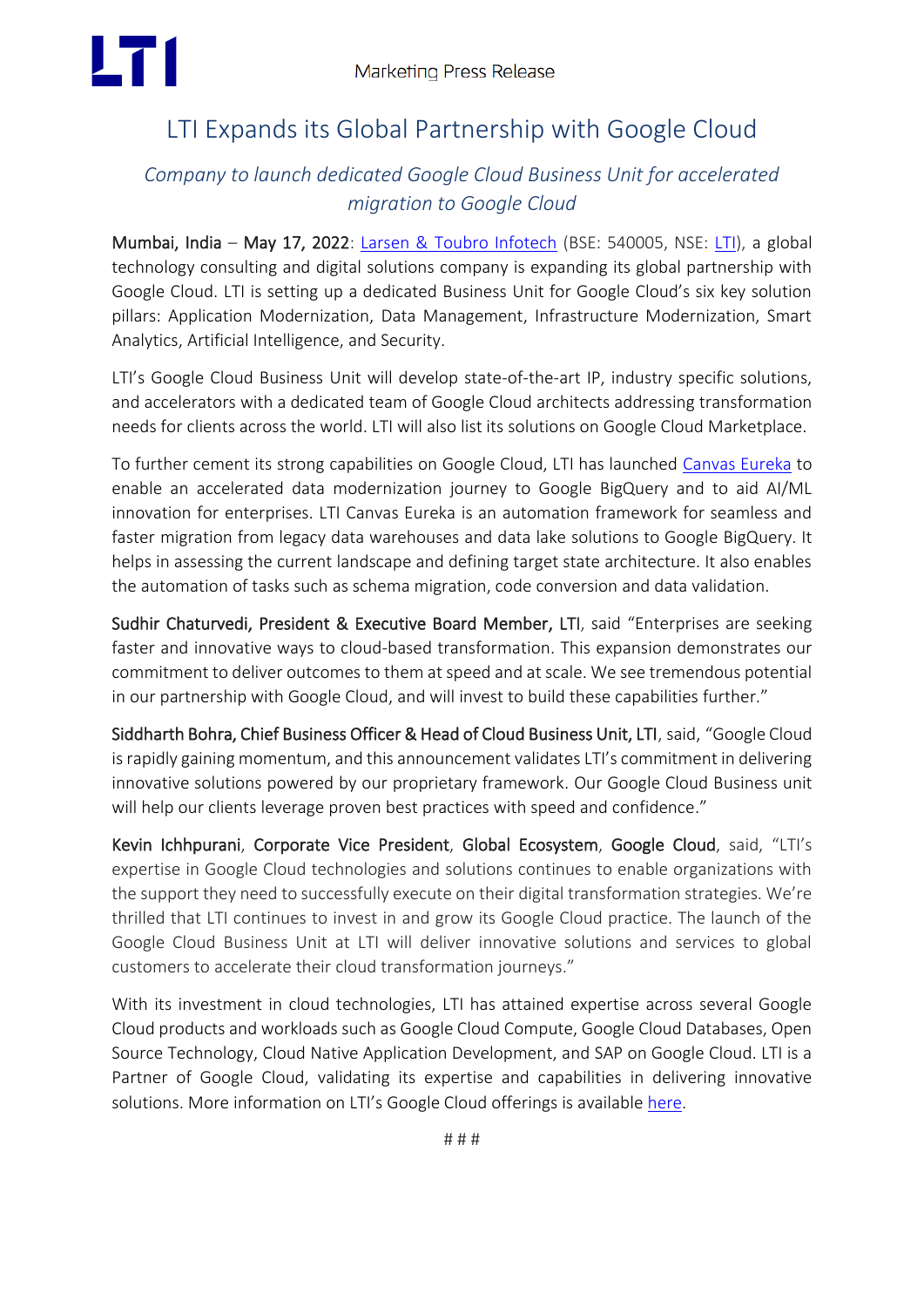# LTI Expands its Global Partnership with Google Cloud

*Company to launch dedicated Google Cloud Business Unit for accelerated migration to Google Cloud*

**Mumbai, India** – **May 17, 2022**: Larsen & Toubro Infotech (BSE: 540005, NSE: LTI), a global technology consulting and digital solutions company is expanding its global partnership with Google Cloud. LTI is setting up a dedicated Business Unit for Google Cloud's six key solution pillars: Application Modernization, Data Management, Infrastructure Modernization, Smart Analytics, Artificial Intelligence, and Security.

LTI's Google Cloud Business Unit will develop state-of-the-art IP, industry specific solutions, and accelerators with a dedicated team of Google Cloud architects addressing transformation needs for clients across the world. LTI will also list its solutions on Google Cloud Marketplace.

To further cement its strong capabilities on Google Cloud, LTI has launched Canvas Eureka to enable an accelerated data modernization journey to Google BigQuery and to aid AI/ML innovation for enterprises. LTI Canvas Eureka is an automation framework for seamless and faster migration from legacy data warehouses and data lake solutions to Google BigQuery. It helps in assessing the current landscape and defining target state architecture. It also enables the automation of tasks such as schema migration, code conversion and data validation.

**Sudhir Chaturvedi, President & Executive Board Member, LTI**, said "Enterprises are seeking faster and innovative ways to cloud-based transformation. This expansion demonstrates our commitment to deliver outcomes to them at speed and at scale. We see tremendous potential in our partnership with Google Cloud, and will invest to build these capabilities further."

**Siddharth Bohra, Chief Business Officer & Head of Cloud Business Unit, LTI**, said, "Google Cloud is rapidly gaining momentum, and this announcement validates LTI's commitment in delivering innovative solutions powered by our proprietary framework. Our Google Cloud Business unit will help our clients leverage proven best practices with speed and confidence."

**Kevin Ichhpurani**, **Corporate Vice President**, **Global Ecosystem**, **Google Cloud**, said, "LTI's expertise in Google Cloud technologies and solutions continues to enable organizations with the support they need to successfully execute on their digital transformation strategies. We're thrilled that LTI continues to invest in and grow its Google Cloud practice. The launch of the Google Cloud Business Unit at LTI will deliver innovative solutions and services to global customers to accelerate their cloud transformation journeys."

With its investment in cloud technologies, LTI has attained expertise across several Google Cloud products and workloads such as Google Cloud Compute, Google Cloud Databases, Open Source Technology, Cloud Native Application Development, and SAP on Google Cloud. LTI is a Partner of Google Cloud, validating its expertise and capabilities in delivering innovative solutions. More information on LTI's Google Cloud offerings is available here.

# # #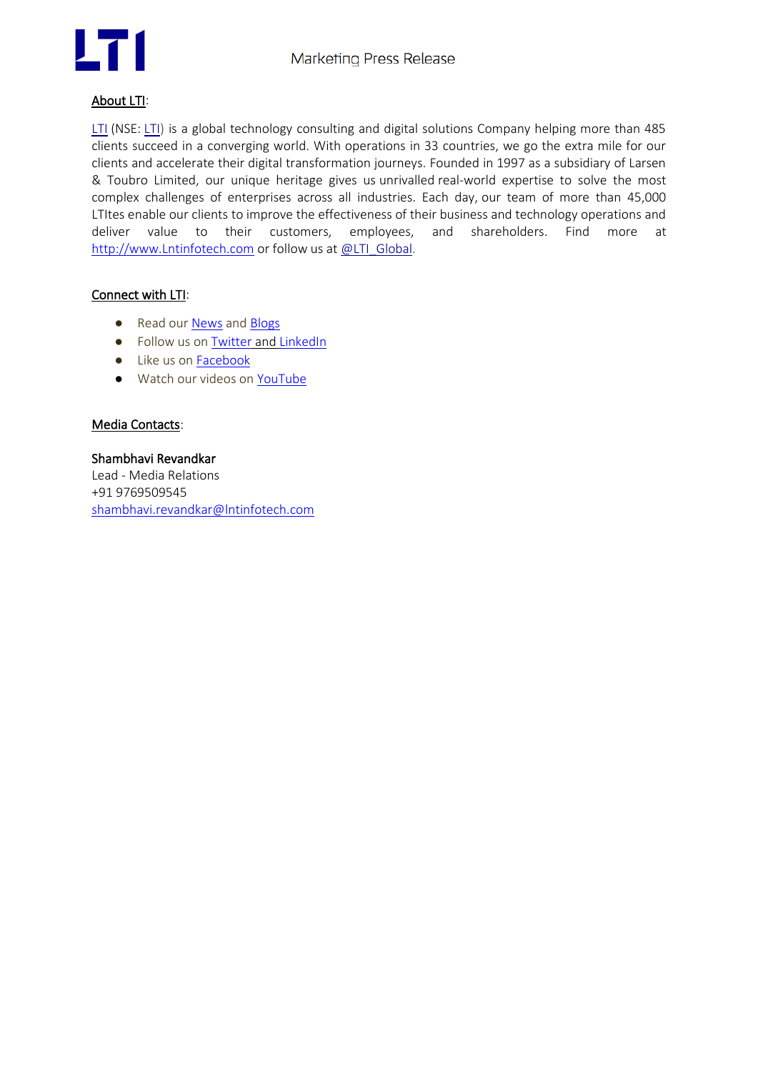About LTI:

LTI (NSE: LTI) is a global technology consulting and digital solutions Company helping more than 485 clients succeed in a converging world. With operations in 33 countries, we go the extra mile for our clients and accelerate their digital transformation journeys. Founded in 1997 as a subsidiary of Larsen & Toubro Limited, our unique heritage gives us unrivalled real-world expertise to solve the most complex challenges of enterprises across all industries. Each day, our team of more than 45,000 LTItes enable our clients to improve the effectiveness of their business and technology operations and deliver value to their customers, employees, and shareholders. Find more at http://www.Lntinfotech.com or follow us at @LTI_Global.

Connect with LTI:

- Read our News and Blogs
- Follow us on Twitter and LinkedIn
- Like us on Facebook
- Watch our videos on YouTube

Media Contacts:

Shambhavi Revandkar
Lead - Media Relations
+91 9769509545
shambhavi.revandkar@lntinfotech.com